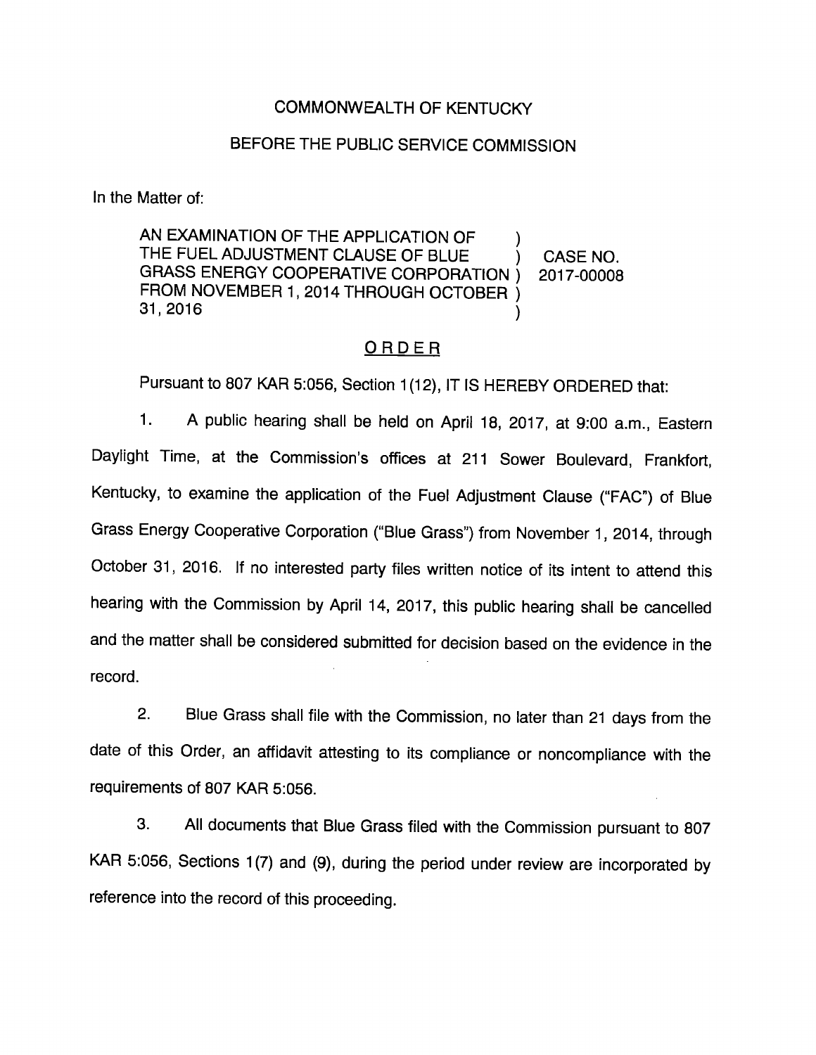COMMONWEALTH OF KENTUCKY

BEFORE THE PUBLIC SERVICE COMMISSION

In the Matter of:

| | | |
|---|---|---|
| AN EXAMINATION OF THE APPLICATION OF THE FUEL ADJUSTMENT CLAUSE OF BLUE GRASS ENERGY COOPERATIVE CORPORATION FROM NOVEMBER 1, 2014 THROUGH OCTOBER 31, 2016 | ) ) ) ) ) | CASE NO. 2017-00008 |

## ORDER

Pursuant to 807 KAR 5:056, Section 1(12), IT IS HEREBY ORDERED that:

1. A public hearing shall be held on April 18, 2017, at 9:00 a.m., Eastern Daylight Time, at the Commission's offices at 211 Sower Boulevard, Frankfort, Kentucky, to examine the application of the Fuel Adjustment Clause ("FAC") of Blue Grass Energy Cooperative Corporation ("Blue Grass") from November 1, 2014, through October 31, 2016. If no interested party files written notice of its intent to attend this hearing with the Commission by April 14, 2017, this public hearing shall be cancelled and the matter shall be considered submitted for decision based on the evidence in the record.

2. Blue Grass shall file with the Commission, no later than 21 days from the date of this Order, an affidavit attesting to its compliance or noncompliance with the requirements of 807 KAR 5:056.

3. All documents that Blue Grass filed with the Commission pursuant to 807 KAR 5:056, Sections 1(7) and (9), during the period under review are incorporated by reference into the record of this proceeding.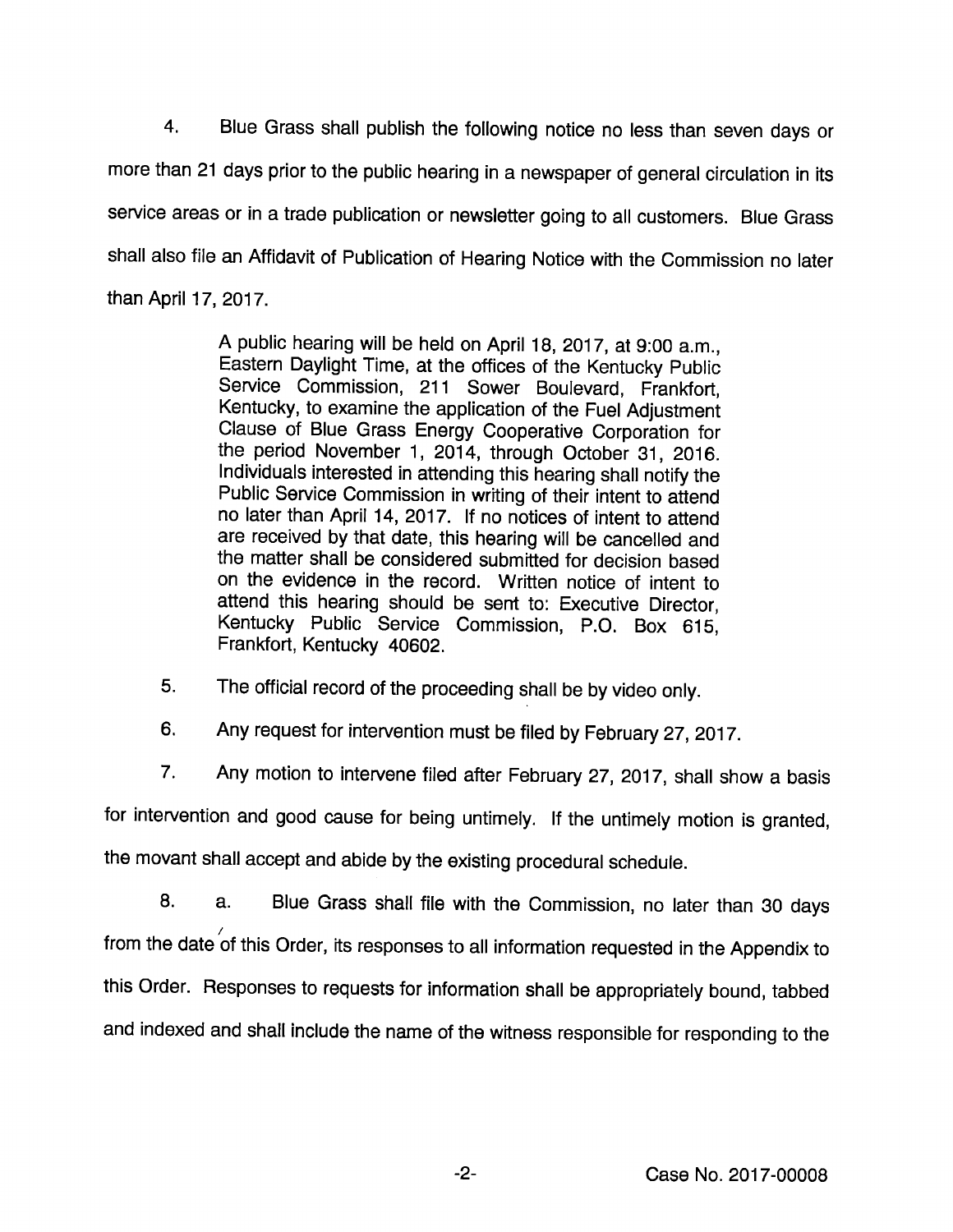4. Blue Grass shall publish the following notice no less than seven days or more than 21 days prior to the public hearing in a newspaper of general circulation in its service areas or in a trade publication or newsletter going to all customers. Blue Grass shall also file an Affidavit of Publication of Hearing Notice with the Commission no later than April 17, 2017.

> A public hearing will be held on April 18, 2017, at 9:00 a.m., Eastern Daylight Time, at the offices of the Kentucky Public Service Commission, 211 Sower Boulevard, Frankfort, Kentucky, to examine the application of the Fuel Adjustment Clause of Blue Grass Energy Cooperative Corporation for the period November 1, 2014, through October 31, 2016. Individuals interested in attending this hearing shall notify the Public Service Commission in writing of their intent to attend no later than April 14, 2017. If no notices of intent to attend are received by that date, this hearing will be cancelled and the matter shall be considered submitted for decision based on the evidence in the record. Written notice of intent to attend this hearing should be sent to: Executive Director, Kentucky Public Service Commission, P.O. Box 615, Frankfort, Kentucky 40602.

5. The official record of the proceeding shall be by video only.

6. Any request for intervention must be filed by February 27, 2017.

7. Any motion to intervene filed after February 27, 2017, shall show a basis for intervention and good cause for being untimely. If the untimely motion is granted, the movant shall accept and abide by the existing procedural schedule.

8. a. Blue Grass shall file with the Commission, no later than 30 days from the date of this Order, its responses to all information requested in the Appendix to this Order. Responses to requests for information shall be appropriately bound, tabbed and indexed and shall include the name of the witness responsible for responding to the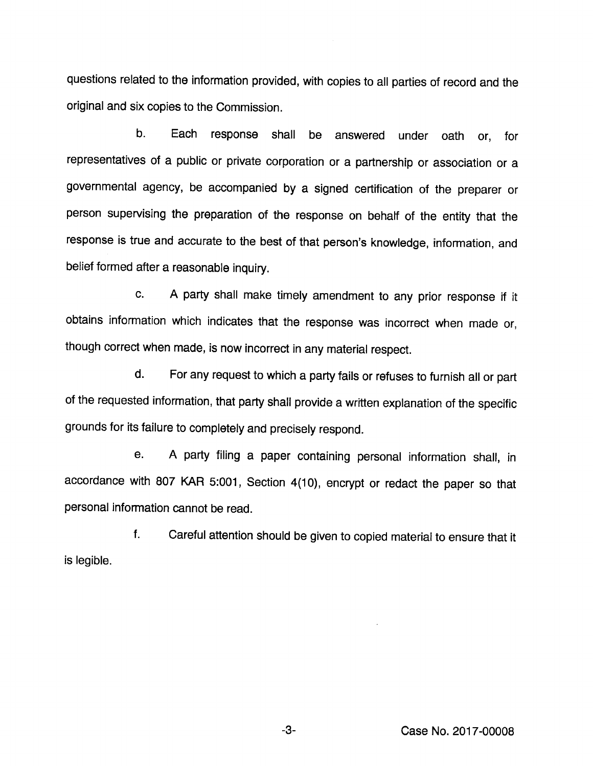questions related to the information provided, with copies to all parties of record and the original and six copies to the Commission.

b. Each response shall be answered under oath or, for representatives of a public or private corporation or a partnership or association or a governmental agency, be accompanied by a signed certification of the preparer or person supervising the preparation of the response on behalf of the entity that the response is true and accurate to the best of that person's knowledge, information, and belief formed after a reasonable inquiry.

c. A party shall make timely amendment to any prior response if it obtains information which indicates that the response was incorrect when made or, though correct when made, is now incorrect in any material respect.

d. For any request to which a party fails or refuses to furnish all or part of the requested information, that party shall provide a written explanation of the specific grounds for its failure to completely and precisely respond.

e. A party filing a paper containing personal information shall, in accordance with 807 KAR 5:001, Section 4(10), encrypt or redact the paper so that personal information cannot be read.

f. Careful attention should be given to copied material to ensure that it is legible.

Case No. 2017-00008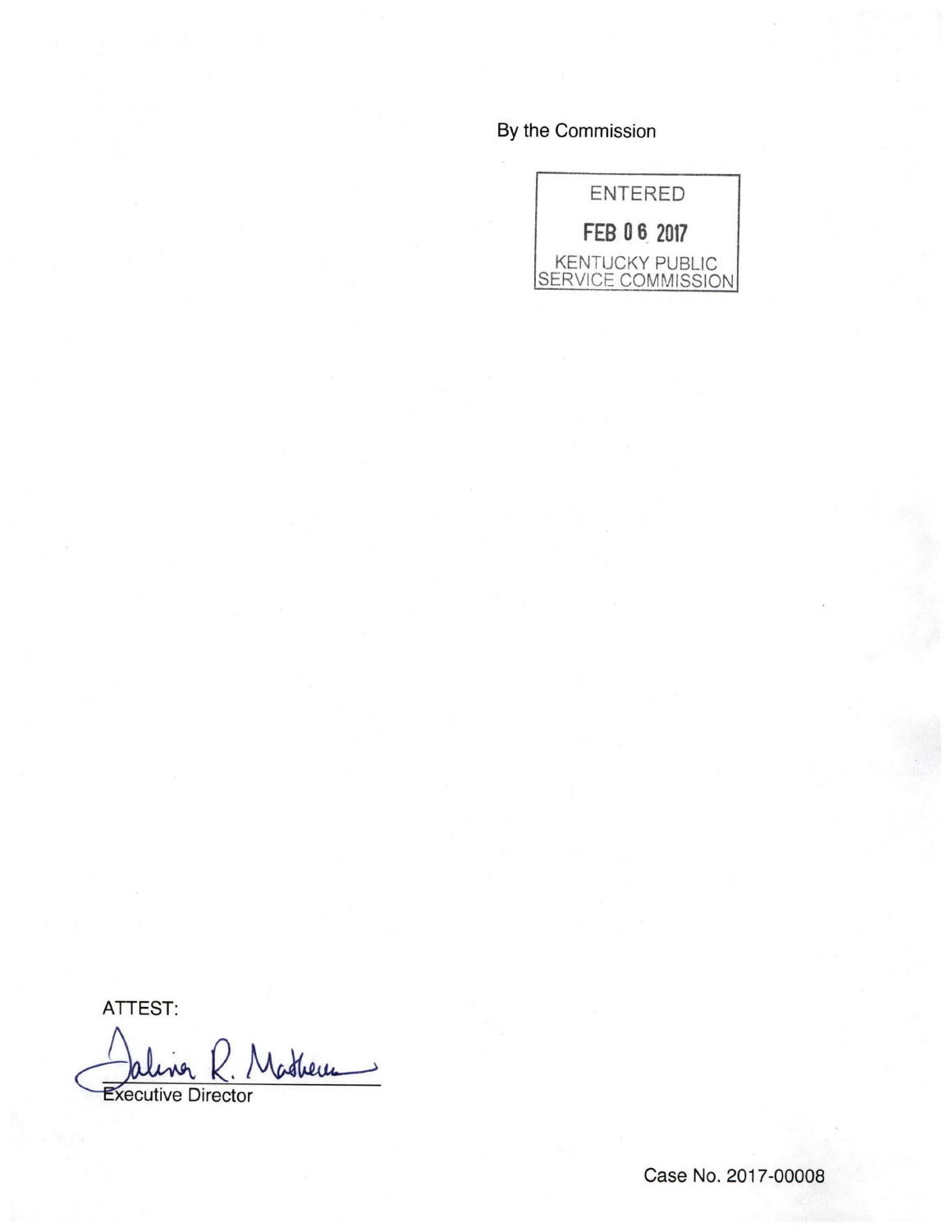By the Commission

ENTERED

FEB 06 2017

KENTUCKY PUBLIC SERVICE COMMISSION

ATTEST:

Executive Director

Case No. 2017-00008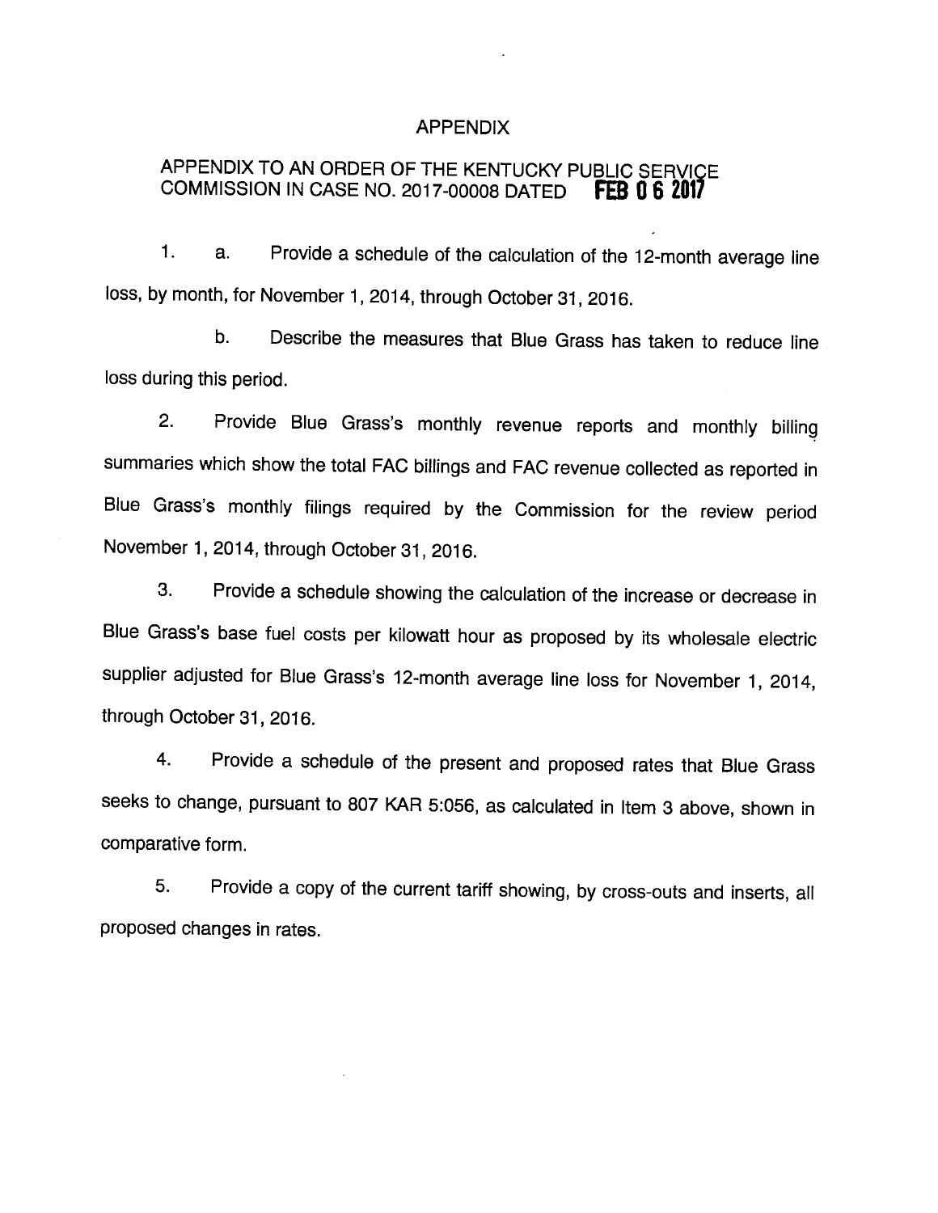# APPENDIX

## APPENDIX TO AN ORDER OF THE KENTUCKY PUBLIC SERVICE COMMISSION IN CASE NO. 2017-00008 DATED FEB 06 2017

1. a. Provide a schedule of the calculation of the 12-month average line loss, by month, for November 1, 2014, through October 31, 2016.

   b. Describe the measures that Blue Grass has taken to reduce line loss during this period.

2. Provide Blue Grass's monthly revenue reports and monthly billing summaries which show the total FAC billings and FAC revenue collected as reported in Blue Grass's monthly filings required by the Commission for the review period November 1, 2014, through October 31, 2016.

3. Provide a schedule showing the calculation of the increase or decrease in Blue Grass's base fuel costs per kilowatt hour as proposed by its wholesale electric supplier adjusted for Blue Grass's 12-month average line loss for November 1, 2014, through October 31, 2016.

4. Provide a schedule of the present and proposed rates that Blue Grass seeks to change, pursuant to 807 KAR 5:056, as calculated in Item 3 above, shown in comparative form.

5. Provide a copy of the current tariff showing, by cross-outs and inserts, all proposed changes in rates.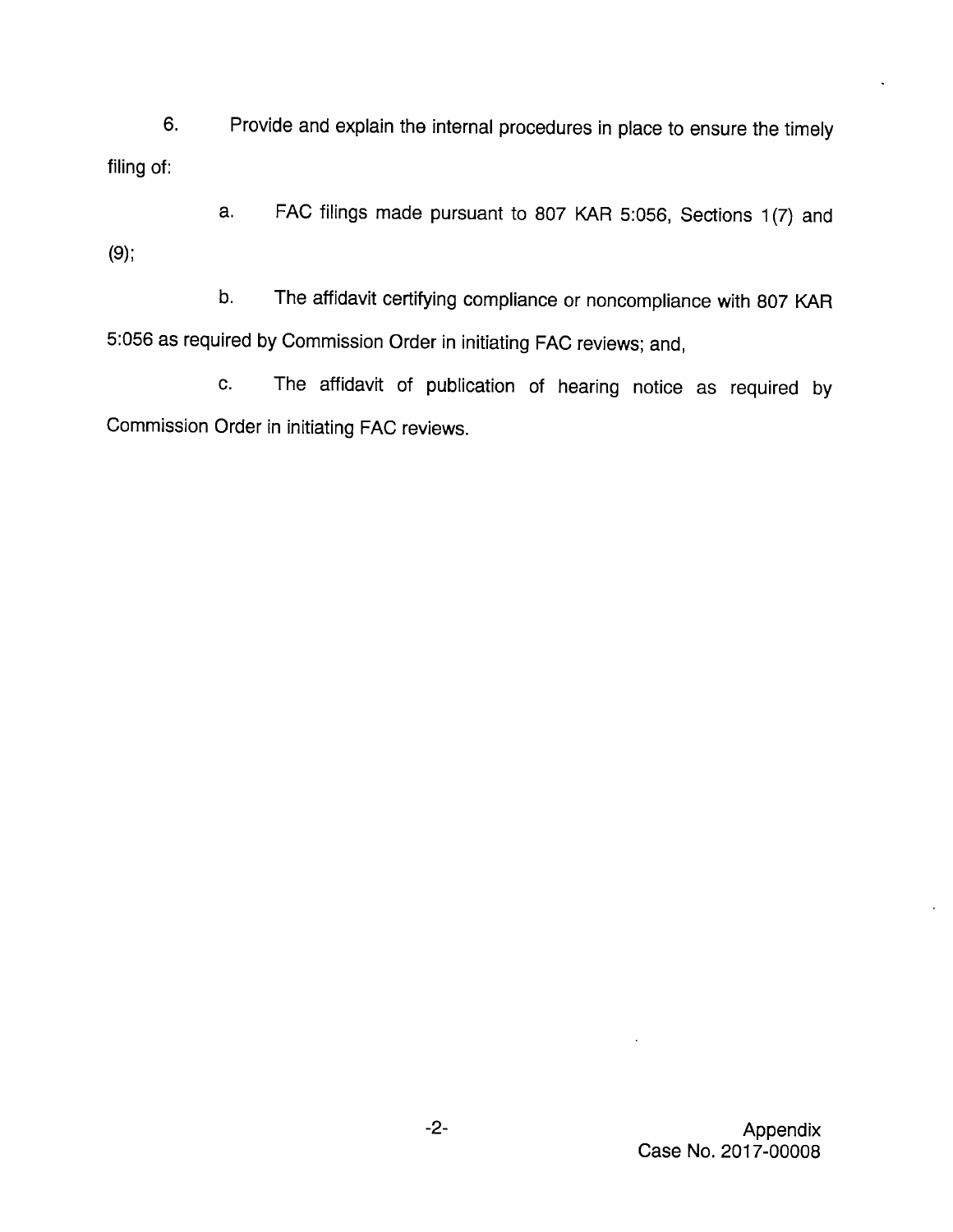6. Provide and explain the internal procedures in place to ensure the timely filing of:

   a. FAC filings made pursuant to 807 KAR 5:056, Sections 1(7) and (9);

   b. The affidavit certifying compliance or noncompliance with 807 KAR 5:056 as required by Commission Order in initiating FAC reviews; and,

   c. The affidavit of publication of hearing notice as required by Commission Order in initiating FAC reviews.

Appendix
Case No. 2017-00008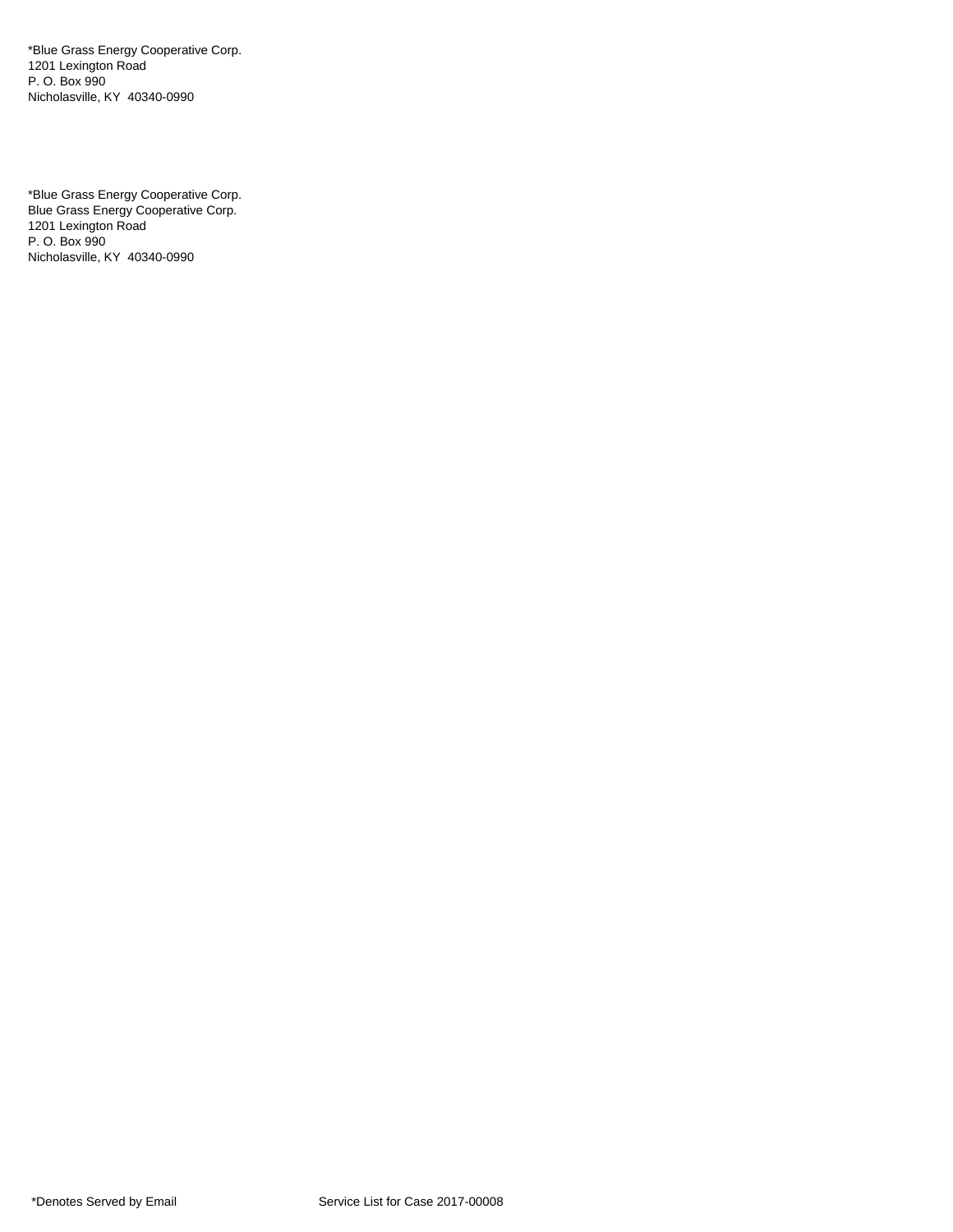*Blue Grass Energy Cooperative Corp.
1201 Lexington Road
P. O. Box 990
Nicholasville, KY  40340-0990

*Blue Grass Energy Cooperative Corp.
Blue Grass Energy Cooperative Corp.
1201 Lexington Road
P. O. Box 990
Nicholasville, KY  40340-0990